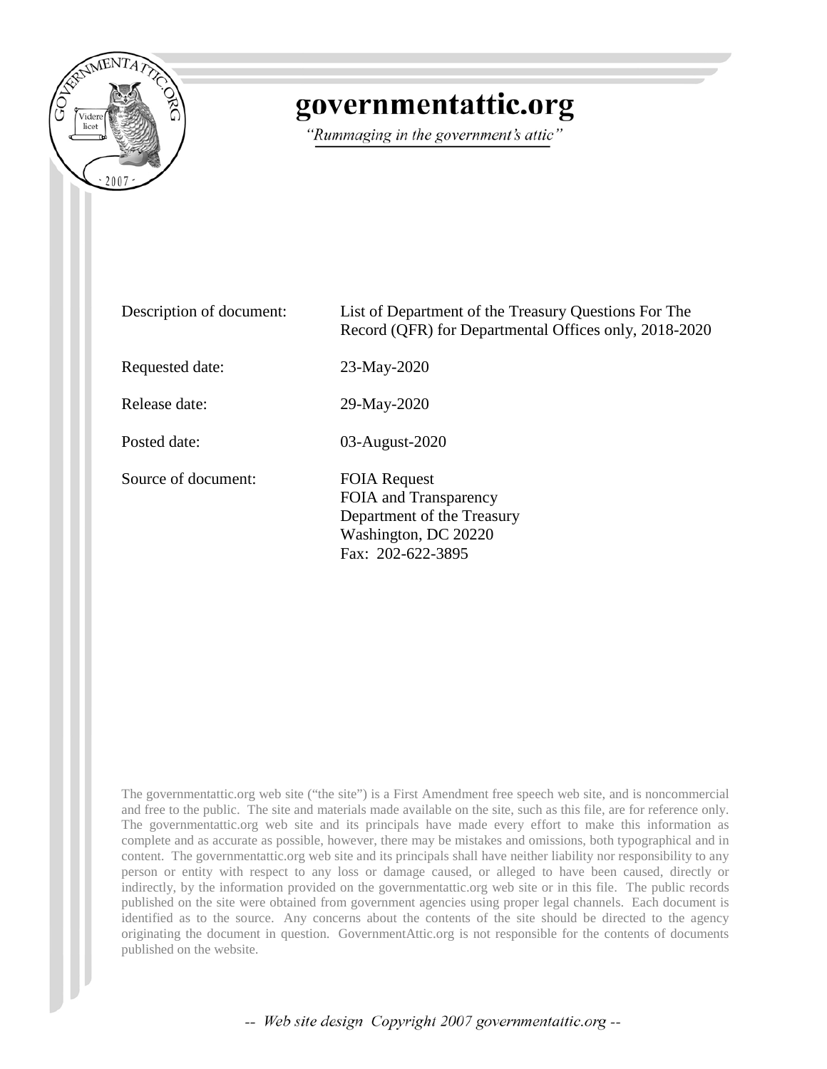# governmentattic.org

*"Rummaging in the government's attic"*

| | |
|---|---|
| Description of document: | List of Department of the Treasury Questions For The Record (QFR) for Departmental Offices only, 2018-2020 |
| Requested date: | 23-May-2020 |
| Release date: | 29-May-2020 |
| Posted date: | 03-August-2020 |
| Source of document: | FOIA Request<br>FOIA and Transparency<br>Department of the Treasury<br>Washington, DC 20220<br>Fax: 202-622-3895 |

The governmentattic.org web site ("the site") is a First Amendment free speech web site, and is noncommercial and free to the public. The site and materials made available on the site, such as this file, are for reference only. The governmentattic.org web site and its principals have made every effort to make this information as complete and as accurate as possible, however, there may be mistakes and omissions, both typographical and in content. The governmentattic.org web site and its principals shall have neither liability nor responsibility to any person or entity with respect to any loss or damage caused, or alleged to have been caused, directly or indirectly, by the information provided on the governmentattic.org web site or in this file. The public records published on the site were obtained from government agencies using proper legal channels. Each document is identified as to the source. Any concerns about the contents of the site should be directed to the agency originating the document in question. GovernmentAttic.org is not responsible for the contents of documents published on the website.

*-- Web site design Copyright 2007 governmentattic.org --*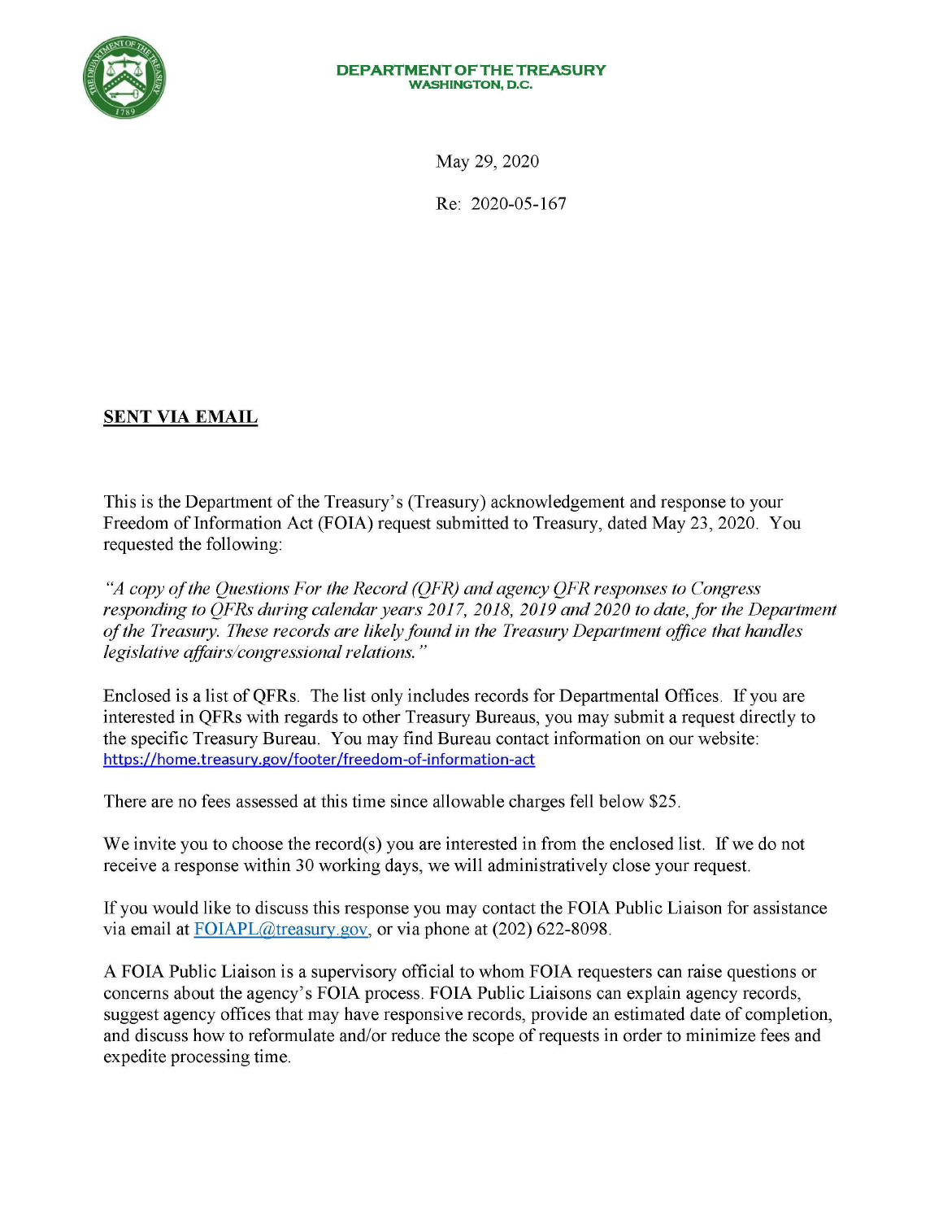**DEPARTMENT OF THE TREASURY**
**WASHINGTON, D.C.**

May 29, 2020

Re: 2020-05-167

**SENT VIA EMAIL**

This is the Department of the Treasury's (Treasury) acknowledgement and response to your Freedom of Information Act (FOIA) request submitted to Treasury, dated May 23, 2020. You requested the following:

*"A copy of the Questions For the Record (QFR) and agency QFR responses to Congress responding to QFRs during calendar years 2017, 2018, 2019 and 2020 to date, for the Department of the Treasury. These records are likely found in the Treasury Department office that handles legislative affairs/congressional relations."*

Enclosed is a list of QFRs. The list only includes records for Departmental Offices. If you are interested in QFRs with regards to other Treasury Bureaus, you may submit a request directly to the specific Treasury Bureau. You may find Bureau contact information on our website: https://home.treasury.gov/footer/freedom-of-information-act

There are no fees assessed at this time since allowable charges fell below $25.

We invite you to choose the record(s) you are interested in from the enclosed list. If we do not receive a response within 30 working days, we will administratively close your request.

If you would like to discuss this response you may contact the FOIA Public Liaison for assistance via email at FOIAPL@treasury.gov, or via phone at (202) 622-8098.

A FOIA Public Liaison is a supervisory official to whom FOIA requesters can raise questions or concerns about the agency's FOIA process. FOIA Public Liaisons can explain agency records, suggest agency offices that may have responsive records, provide an estimated date of completion, and discuss how to reformulate and/or reduce the scope of requests in order to minimize fees and expedite processing time.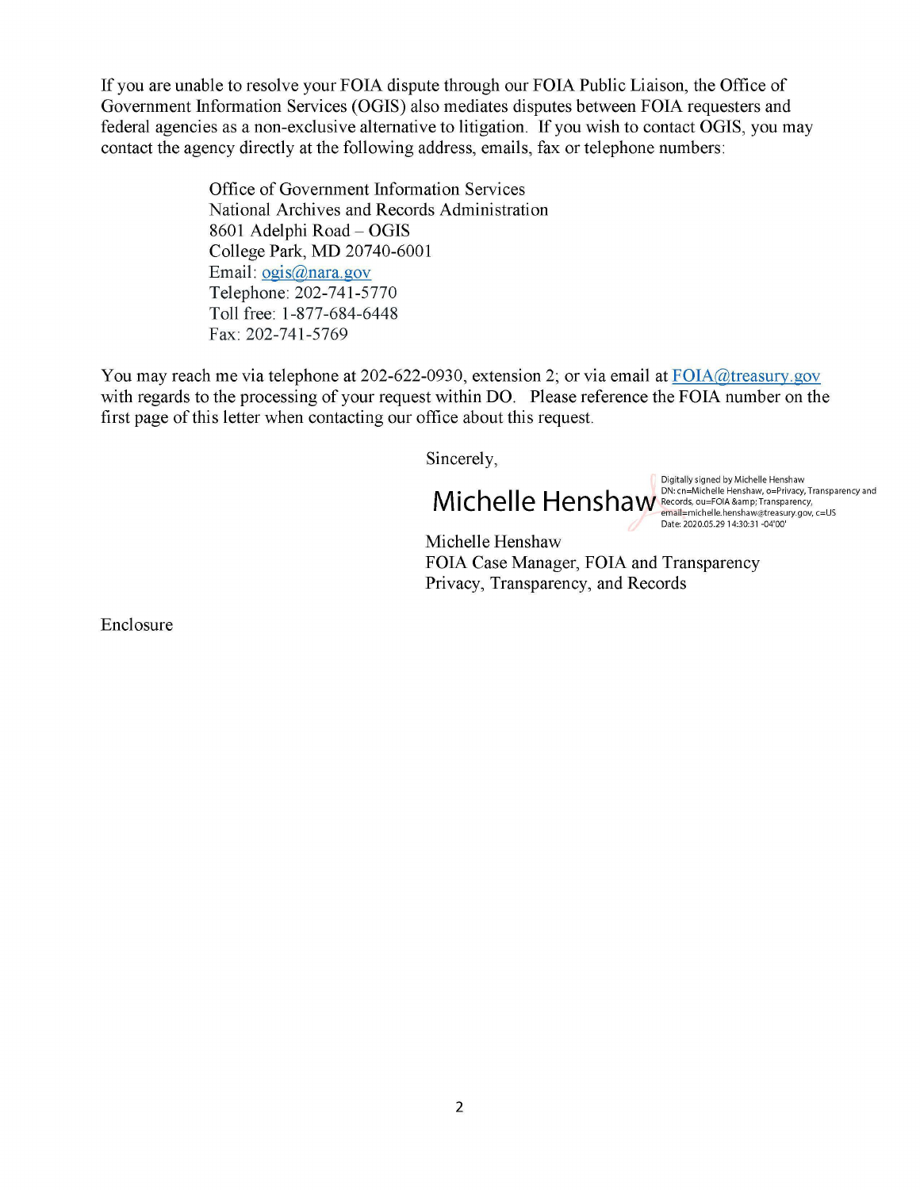If you are unable to resolve your FOIA dispute through our FOIA Public Liaison, the Office of Government Information Services (OGIS) also mediates disputes between FOIA requesters and federal agencies as a non-exclusive alternative to litigation. If you wish to contact OGIS, you may contact the agency directly at the following address, emails, fax or telephone numbers:

> Office of Government Information Services
> National Archives and Records Administration
> 8601 Adelphi Road – OGIS
> College Park, MD 20740-6001
> Email: ogis@nara.gov
> Telephone: 202-741-5770
> Toll free: 1-877-684-6448
> Fax: 202-741-5769

You may reach me via telephone at 202-622-0930, extension 2; or via email at FOIA@treasury.gov with regards to the processing of your request within DO. Please reference the FOIA number on the first page of this letter when contacting our office about this request.

Sincerely,

Michelle Henshaw

Digitally signed by Michelle Henshaw
DN: cn=Michelle Henshaw, o=Privacy, Transparency and Records, ou=FOIA &amp; Transparency, email=michelle.henshaw@treasury.gov, c=US
Date: 2020.05.29 14:30:31 -04'00'

Michelle Henshaw
FOIA Case Manager, FOIA and Transparency
Privacy, Transparency, and Records

Enclosure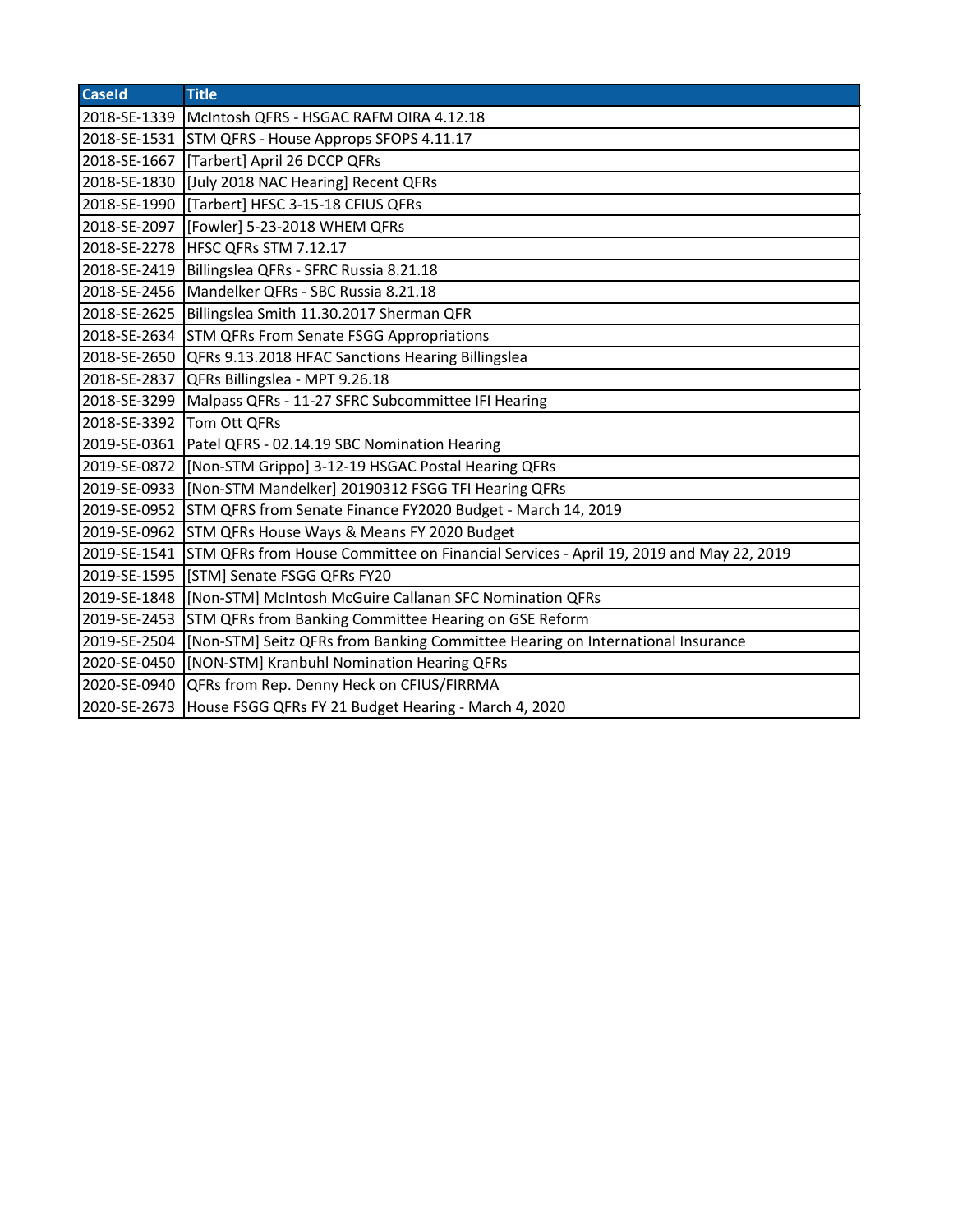| CaseId | Title |
| --- | --- |
| 2018-SE-1339 | McIntosh QFRS - HSGAC RAFM OIRA 4.12.18 |
| 2018-SE-1531 | STM QFRS - House Approps SFOPS 4.11.17 |
| 2018-SE-1667 | [Tarbert] April 26 DCCP QFRs |
| 2018-SE-1830 | [July 2018 NAC Hearing] Recent QFRs |
| 2018-SE-1990 | [Tarbert] HFSC 3-15-18 CFIUS QFRs |
| 2018-SE-2097 | [Fowler] 5-23-2018 WHEM QFRs |
| 2018-SE-2278 | HFSC QFRs STM 7.12.17 |
| 2018-SE-2419 | Billingslea QFRs - SFRC Russia 8.21.18 |
| 2018-SE-2456 | Mandelker QFRs - SBC Russia 8.21.18 |
| 2018-SE-2625 | Billingslea Smith 11.30.2017 Sherman QFR |
| 2018-SE-2634 | STM QFRs From Senate FSGG Appropriations |
| 2018-SE-2650 | QFRs 9.13.2018 HFAC Sanctions Hearing Billingslea |
| 2018-SE-2837 | QFRs Billingslea - MPT 9.26.18 |
| 2018-SE-3299 | Malpass QFRs - 11-27 SFRC Subcommittee IFI Hearing |
| 2018-SE-3392 | Tom Ott QFRs |
| 2019-SE-0361 | Patel QFRS - 02.14.19 SBC Nomination Hearing |
| 2019-SE-0872 | [Non-STM Grippo] 3-12-19 HSGAC Postal Hearing QFRs |
| 2019-SE-0933 | [Non-STM Mandelker] 20190312 FSGG TFI Hearing QFRs |
| 2019-SE-0952 | STM QFRS from Senate Finance FY2020 Budget - March 14, 2019 |
| 2019-SE-0962 | STM QFRs House Ways & Means FY 2020 Budget |
| 2019-SE-1541 | STM QFRs from House Committee on Financial Services - April 19, 2019 and May 22, 2019 |
| 2019-SE-1595 | [STM] Senate FSGG QFRs FY20 |
| 2019-SE-1848 | [Non-STM] McIntosh McGuire Callanan SFC Nomination QFRs |
| 2019-SE-2453 | STM QFRs from Banking Committee Hearing on GSE Reform |
| 2019-SE-2504 | [Non-STM] Seitz QFRs from Banking Committee Hearing on International Insurance |
| 2020-SE-0450 | [NON-STM] Kranbuhl Nomination Hearing QFRs |
| 2020-SE-0940 | QFRs from Rep. Denny Heck on CFIUS/FIRRMA |
| 2020-SE-2673 | House FSGG QFRs FY 21 Budget Hearing - March 4, 2020 |